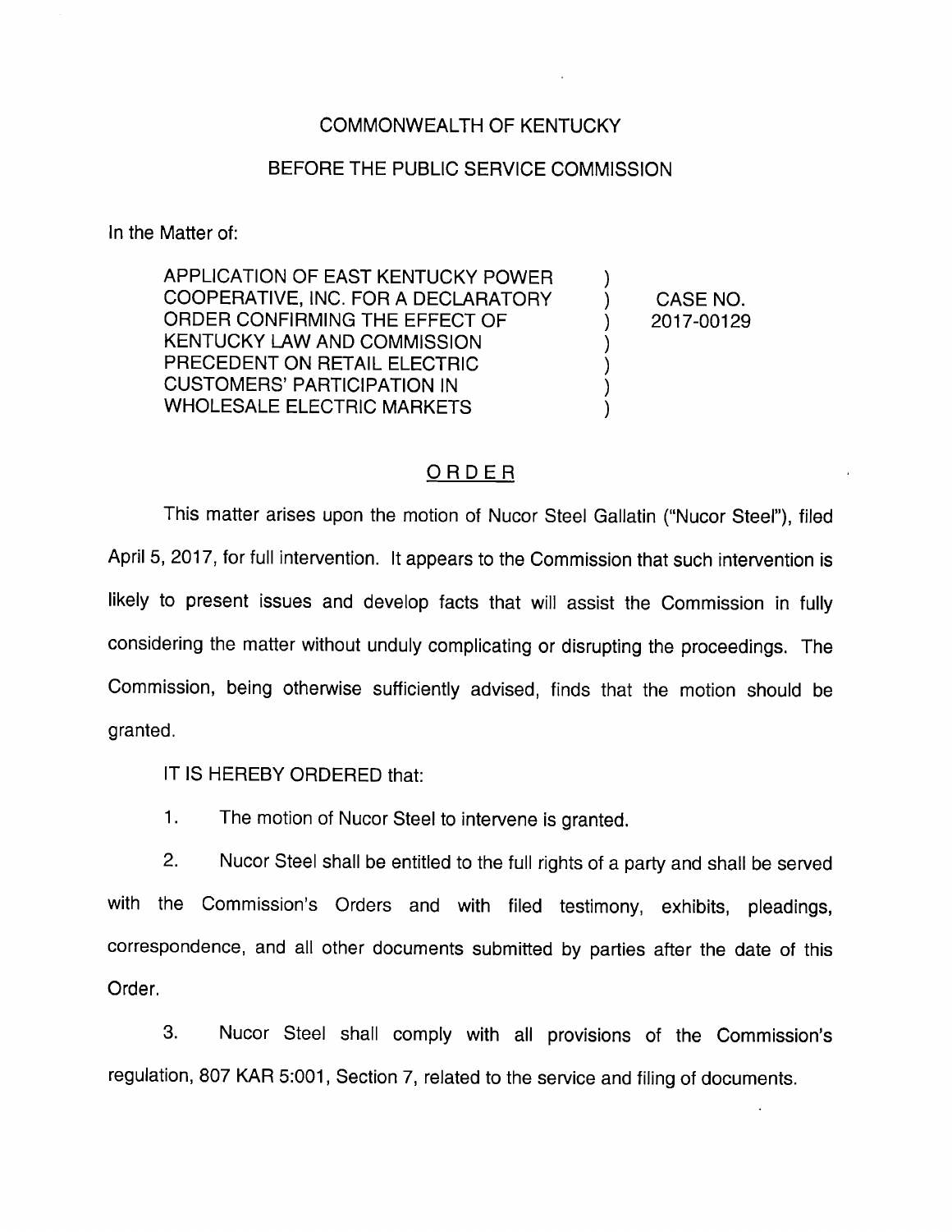COMMONWEALTH OF KENTUCKY

BEFORE THE PUBLIC SERVICE COMMISSION

In the Matter of:

| | | |
|---|---|---|
| APPLICATION OF EAST KENTUCKY POWER COOPERATIVE, INC. FOR A DECLARATORY ORDER CONFIRMING THE EFFECT OF KENTUCKY LAW AND COMMISSION PRECEDENT ON RETAIL ELECTRIC CUSTOMERS' PARTICIPATION IN WHOLESALE ELECTRIC MARKETS | ) | CASE NO. 2017-00129 |

## ORDER

This matter arises upon the motion of Nucor Steel Gallatin ("Nucor Steel"), filed April 5, 2017, for full intervention. It appears to the Commission that such intervention is likely to present issues and develop facts that will assist the Commission in fully considering the matter without unduly complicating or disrupting the proceedings. The Commission, being otherwise sufficiently advised, finds that the motion should be granted.

IT IS HEREBY ORDERED that:

1. The motion of Nucor Steel to intervene is granted.

2. Nucor Steel shall be entitled to the full rights of a party and shall be served with the Commission's Orders and with filed testimony, exhibits, pleadings, correspondence, and all other documents submitted by parties after the date of this Order.

3. Nucor Steel shall comply with all provisions of the Commission's regulation, 807 KAR 5:001, Section 7, related to the service and filing of documents.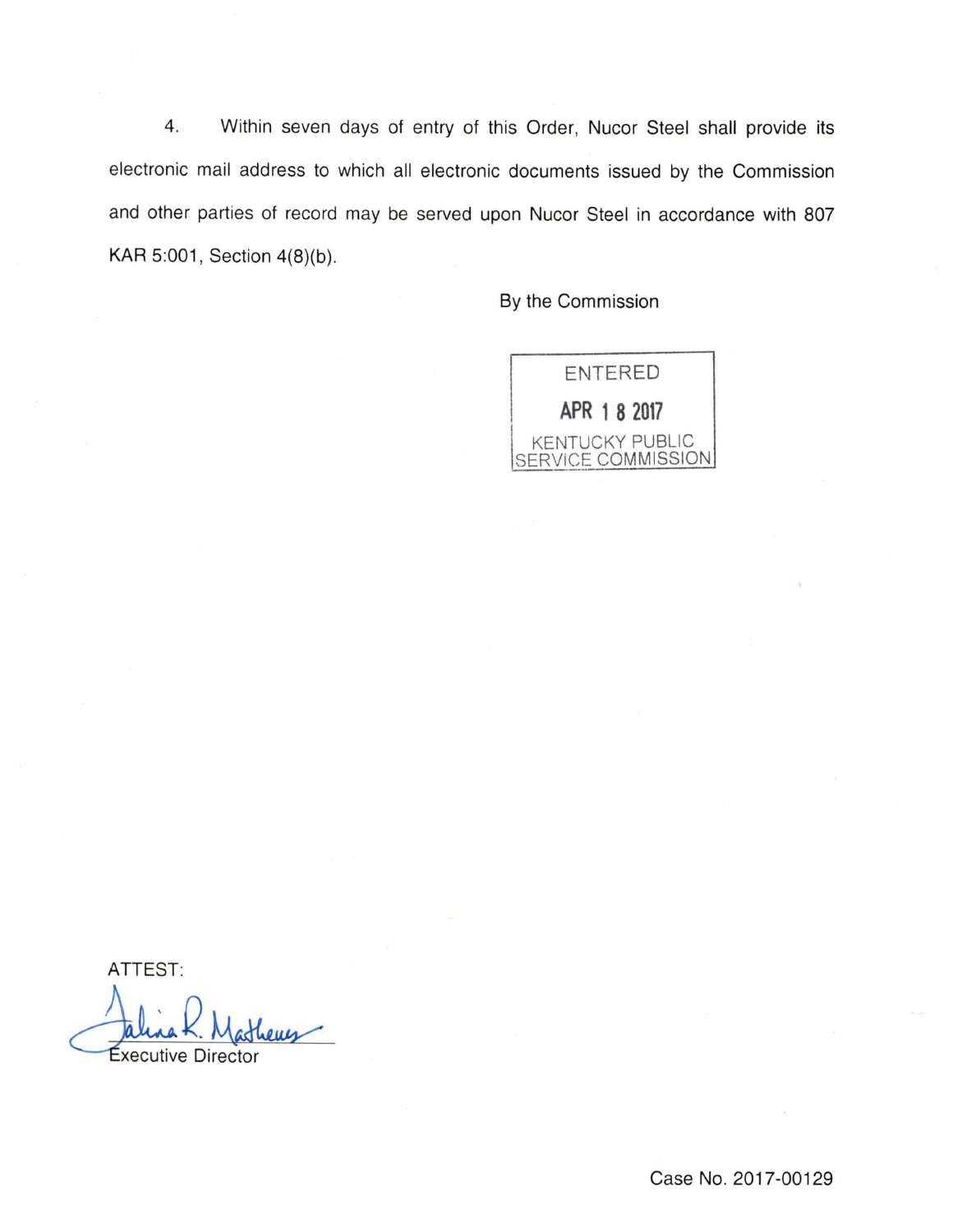4. Within seven days of entry of this Order, Nucor Steel shall provide its electronic mail address to which all electronic documents issued by the Commission and other parties of record may be served upon Nucor Steel in accordance with 807 KAR 5:001, Section 4(8)(b).

By the Commission

ENTERED

APR 18 2017

KENTUCKY PUBLIC SERVICE COMMISSION

ATTEST:

Executive Director

Case No. 2017-00129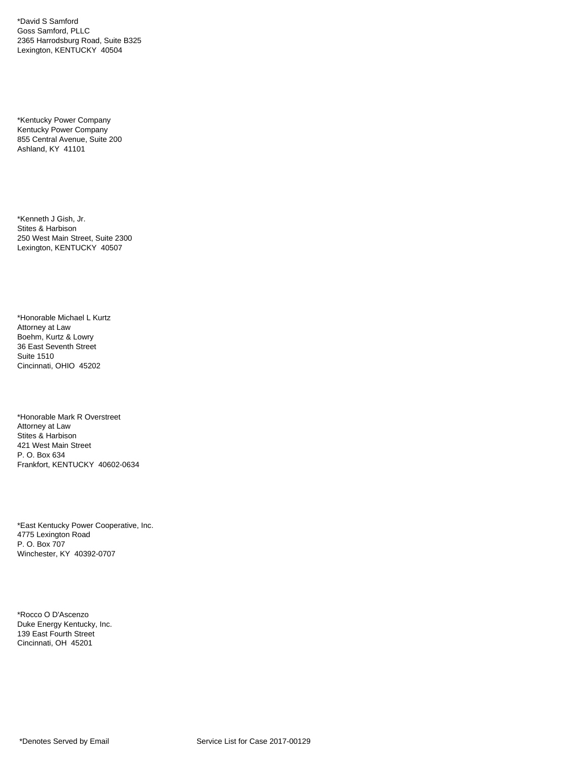*David S Samford
Goss Samford, PLLC
2365 Harrodsburg Road, Suite B325
Lexington, KENTUCKY 40504

*Kentucky Power Company
Kentucky Power Company
855 Central Avenue, Suite 200
Ashland, KY 41101

*Kenneth J Gish, Jr.
Stites & Harbison
250 West Main Street, Suite 2300
Lexington, KENTUCKY 40507

*Honorable Michael L Kurtz
Attorney at Law
Boehm, Kurtz & Lowry
36 East Seventh Street
Suite 1510
Cincinnati, OHIO 45202

*Honorable Mark R Overstreet
Attorney at Law
Stites & Harbison
421 West Main Street
P. O. Box 634
Frankfort, KENTUCKY 40602-0634

*East Kentucky Power Cooperative, Inc.
4775 Lexington Road
P. O. Box 707
Winchester, KY 40392-0707

*Rocco O D'Ascenzo
Duke Energy Kentucky, Inc.
139 East Fourth Street
Cincinnati, OH 45201

*Denotes Served by Email

Service List for Case 2017-00129